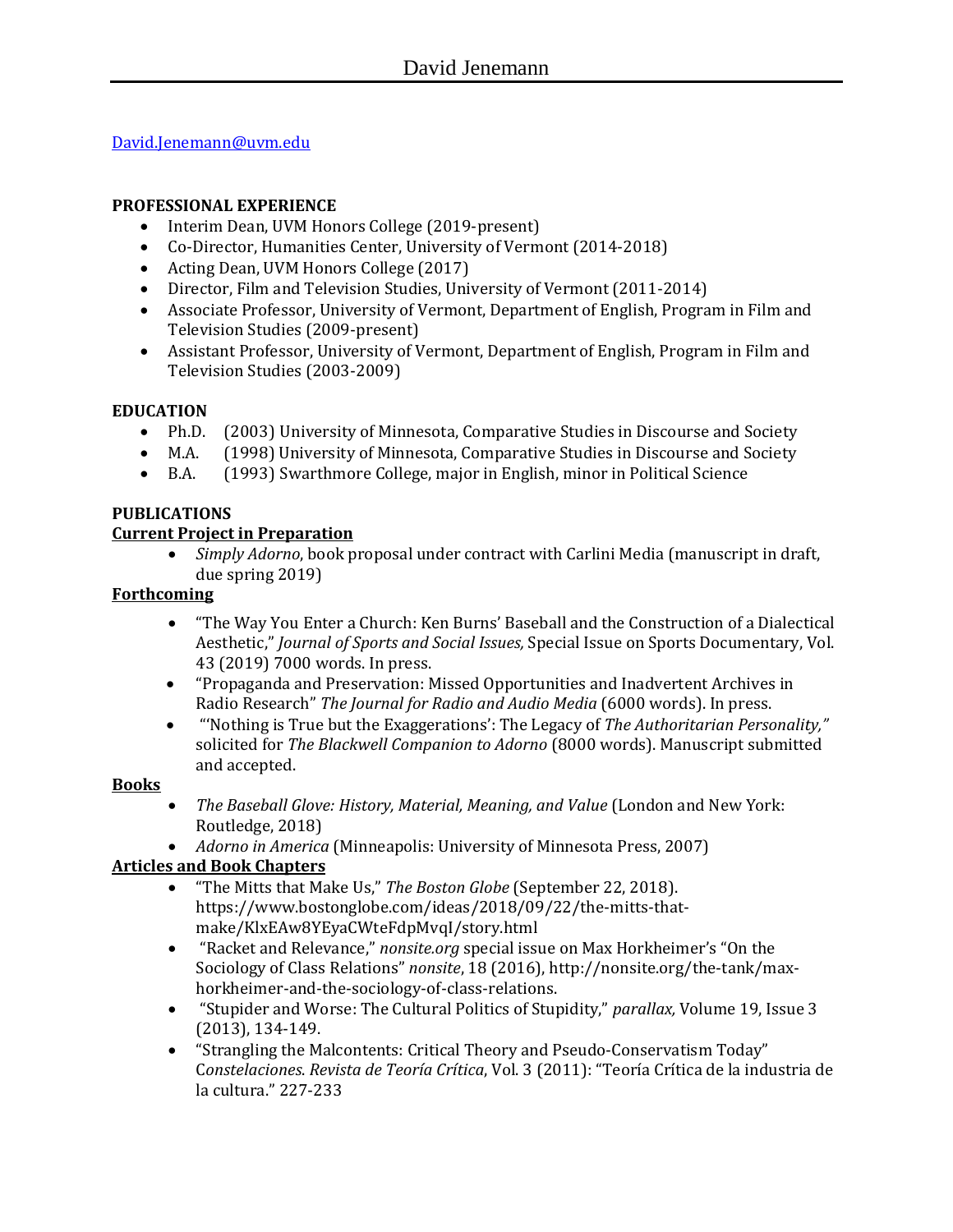# David Jenemann

David.Jenemann@uvm.edu

**PROFESSIONAL EXPERIENCE**

- Interim Dean, UVM Honors College (2019-present)
- Co-Director, Humanities Center, University of Vermont (2014-2018)
- Acting Dean, UVM Honors College (2017)
- Director, Film and Television Studies, University of Vermont (2011-2014)
- Associate Professor, University of Vermont, Department of English, Program in Film and Television Studies (2009-present)
- Assistant Professor, University of Vermont, Department of English, Program in Film and Television Studies (2003-2009)

**EDUCATION**

- Ph.D. (2003) University of Minnesota, Comparative Studies in Discourse and Society
- M.A. (1998) University of Minnesota, Comparative Studies in Discourse and Society
- B.A. (1993) Swarthmore College, major in English, minor in Political Science

**PUBLICATIONS**

**Current Project in Preparation**

- *Simply Adorno*, book proposal under contract with Carlini Media (manuscript in draft, due spring 2019)

**Forthcoming**

- "The Way You Enter a Church: Ken Burns' Baseball and the Construction of a Dialectical Aesthetic," *Journal of Sports and Social Issues,* Special Issue on Sports Documentary, Vol. 43 (2019) 7000 words. In press.
- "Propaganda and Preservation: Missed Opportunities and Inadvertent Archives in Radio Research" *The Journal for Radio and Audio Media* (6000 words). In press.
- "'Nothing is True but the Exaggerations': The Legacy of *The Authoritarian Personality,"* solicited for *The Blackwell Companion to Adorno* (8000 words). Manuscript submitted and accepted.

**Books**

- *The Baseball Glove: History, Material, Meaning, and Value* (London and New York: Routledge, 2018)
- *Adorno in America* (Minneapolis: University of Minnesota Press, 2007)

**Articles and Book Chapters**

- "The Mitts that Make Us," *The Boston Globe* (September 22, 2018). https://www.bostonglobe.com/ideas/2018/09/22/the-mitts-that-make/KlxEAw8YEyaCWteFdpMvqI/story.html
- "Racket and Relevance," *nonsite.org* special issue on Max Horkheimer's "On the Sociology of Class Relations" *nonsite*, 18 (2016), http://nonsite.org/the-tank/max-horkheimer-and-the-sociology-of-class-relations.
- "Stupider and Worse: The Cultural Politics of Stupidity," *parallax,* Volume 19, Issue 3 (2013), 134-149.
- "Strangling the Malcontents: Critical Theory and Pseudo-Conservatism Today" C*onstelaciones*. *Revista de Teoría Crítica*, Vol. 3 (2011): "Teoría Crítica de la industria de la cultura." 227-233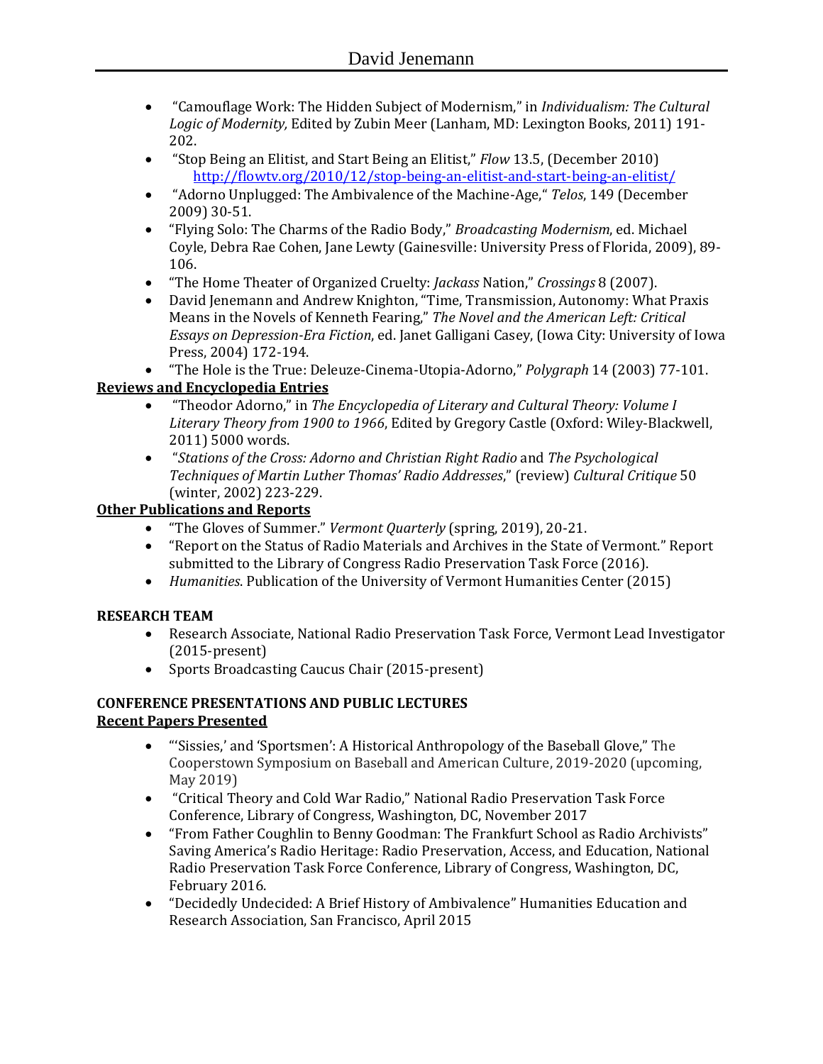- "Camouflage Work: The Hidden Subject of Modernism," in *Individualism: The Cultural Logic of Modernity,* Edited by Zubin Meer (Lanham, MD: Lexington Books, 2011) 191-202.
- "Stop Being an Elitist, and Start Being an Elitist," *Flow* 13.5, (December 2010) http://flowtv.org/2010/12/stop-being-an-elitist-and-start-being-an-elitist/
- "Adorno Unplugged: The Ambivalence of the Machine-Age," *Telos*, 149 (December 2009) 30-51.
- "Flying Solo: The Charms of the Radio Body," *Broadcasting Modernism*, ed. Michael Coyle, Debra Rae Cohen, Jane Lewty (Gainesville: University Press of Florida, 2009), 89-106.
- "The Home Theater of Organized Cruelty: *Jackass* Nation," *Crossings* 8 (2007).
- David Jenemann and Andrew Knighton, "Time, Transmission, Autonomy: What Praxis Means in the Novels of Kenneth Fearing," *The Novel and the American Left: Critical Essays on Depression-Era Fiction*, ed. Janet Galligani Casey, (Iowa City: University of Iowa Press, 2004) 172-194.
- "The Hole is the True: Deleuze-Cinema-Utopia-Adorno," *Polygraph* 14 (2003) 77-101.

**Reviews and Encyclopedia Entries**

- "Theodor Adorno," in *The Encyclopedia of Literary and Cultural Theory: Volume I Literary Theory from 1900 to 1966*, Edited by Gregory Castle (Oxford: Wiley-Blackwell, 2011) 5000 words.
- "*Stations of the Cross: Adorno and Christian Right Radio* and *The Psychological Techniques of Martin Luther Thomas' Radio Addresses*," (review) *Cultural Critique* 50 (winter, 2002) 223-229.

**Other Publications and Reports**

- "The Gloves of Summer." *Vermont Quarterly* (spring, 2019), 20-21.
- "Report on the Status of Radio Materials and Archives in the State of Vermont." Report submitted to the Library of Congress Radio Preservation Task Force (2016).
- *Humanities*. Publication of the University of Vermont Humanities Center (2015)

## RESEARCH TEAM

- Research Associate, National Radio Preservation Task Force, Vermont Lead Investigator (2015-present)
- Sports Broadcasting Caucus Chair (2015-present)

## CONFERENCE PRESENTATIONS AND PUBLIC LECTURES

**Recent Papers Presented**

- "'Sissies,' and 'Sportsmen': A Historical Anthropology of the Baseball Glove," The Cooperstown Symposium on Baseball and American Culture, 2019-2020 (upcoming, May 2019)
- "Critical Theory and Cold War Radio," National Radio Preservation Task Force Conference, Library of Congress, Washington, DC, November 2017
- "From Father Coughlin to Benny Goodman: The Frankfurt School as Radio Archivists" Saving America's Radio Heritage: Radio Preservation, Access, and Education, National Radio Preservation Task Force Conference, Library of Congress, Washington, DC, February 2016.
- "Decidedly Undecided: A Brief History of Ambivalence" Humanities Education and Research Association, San Francisco, April 2015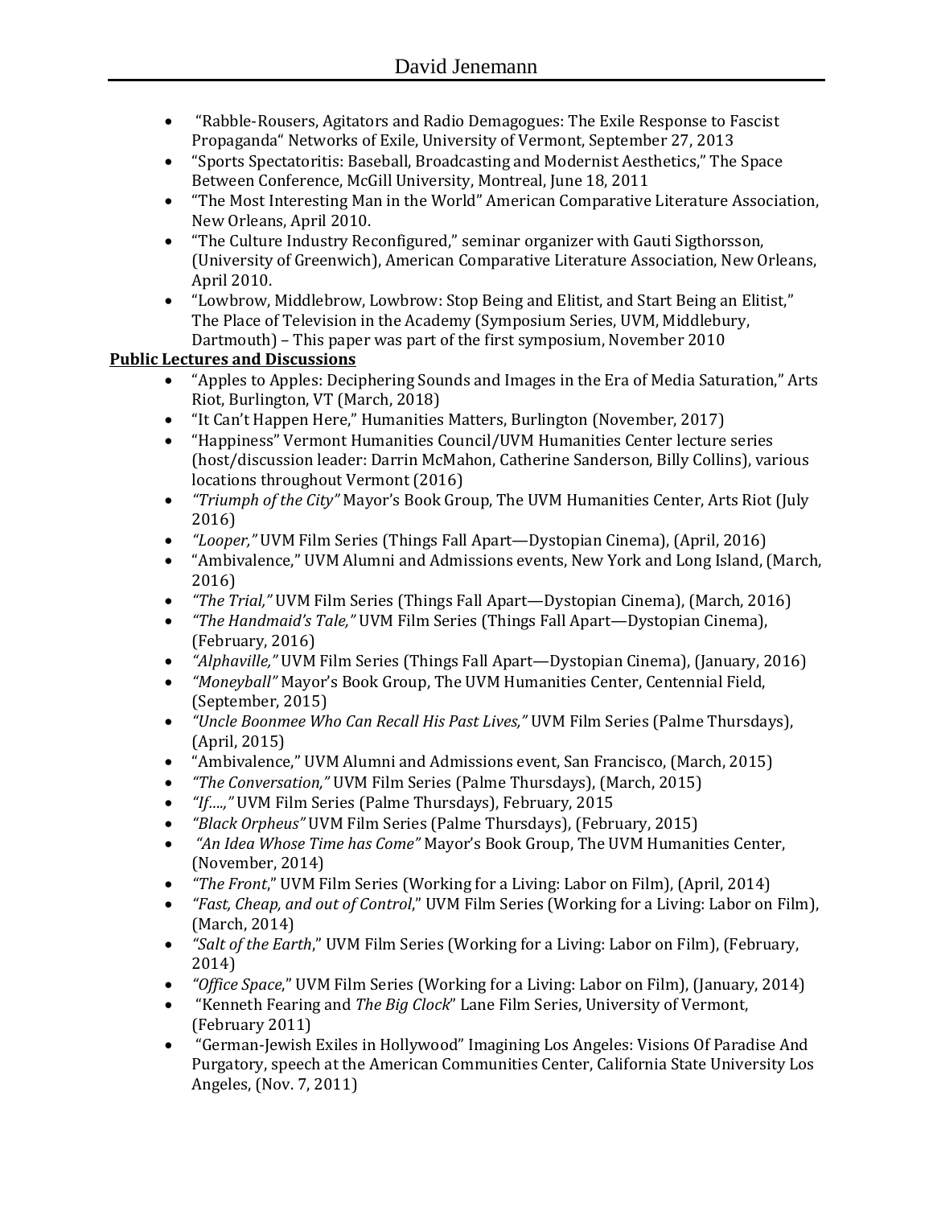- "Rabble-Rousers, Agitators and Radio Demagogues: The Exile Response to Fascist Propaganda" Networks of Exile, University of Vermont, September 27, 2013
- "Sports Spectatoritis: Baseball, Broadcasting and Modernist Aesthetics," The Space Between Conference, McGill University, Montreal, June 18, 2011
- "The Most Interesting Man in the World" American Comparative Literature Association, New Orleans, April 2010.
- "The Culture Industry Reconfigured," seminar organizer with Gauti Sigthorsson, (University of Greenwich), American Comparative Literature Association, New Orleans, April 2010.
- "Lowbrow, Middlebrow, Lowbrow: Stop Being and Elitist, and Start Being an Elitist," The Place of Television in the Academy (Symposium Series, UVM, Middlebury, Dartmouth) – This paper was part of the first symposium, November 2010

**Public Lectures and Discussions**

- "Apples to Apples: Deciphering Sounds and Images in the Era of Media Saturation," Arts Riot, Burlington, VT (March, 2018)
- "It Can't Happen Here," Humanities Matters, Burlington (November, 2017)
- "Happiness" Vermont Humanities Council/UVM Humanities Center lecture series (host/discussion leader: Darrin McMahon, Catherine Sanderson, Billy Collins), various locations throughout Vermont (2016)
- *"Triumph of the City"* Mayor's Book Group, The UVM Humanities Center, Arts Riot (July 2016)
- *"Looper,"* UVM Film Series (Things Fall Apart—Dystopian Cinema), (April, 2016)
- "Ambivalence," UVM Alumni and Admissions events, New York and Long Island, (March, 2016)
- *"The Trial,"* UVM Film Series (Things Fall Apart—Dystopian Cinema), (March, 2016)
- *"The Handmaid's Tale,"* UVM Film Series (Things Fall Apart—Dystopian Cinema), (February, 2016)
- *"Alphaville,"* UVM Film Series (Things Fall Apart—Dystopian Cinema), (January, 2016)
- *"Moneyball"* Mayor's Book Group, The UVM Humanities Center, Centennial Field, (September, 2015)
- *"Uncle Boonmee Who Can Recall His Past Lives,"* UVM Film Series (Palme Thursdays), (April, 2015)
- "Ambivalence," UVM Alumni and Admissions event, San Francisco, (March, 2015)
- *"The Conversation,"* UVM Film Series (Palme Thursdays), (March, 2015)
- *"If….,"* UVM Film Series (Palme Thursdays), February, 2015
- *"Black Orpheus"* UVM Film Series (Palme Thursdays), (February, 2015)
- *"An Idea Whose Time has Come"* Mayor's Book Group, The UVM Humanities Center, (November, 2014)
- *"The Front*," UVM Film Series (Working for a Living: Labor on Film), (April, 2014)
- *"Fast, Cheap, and out of Control*," UVM Film Series (Working for a Living: Labor on Film), (March, 2014)
- *"Salt of the Earth*," UVM Film Series (Working for a Living: Labor on Film), (February, 2014)
- *"Office Space*," UVM Film Series (Working for a Living: Labor on Film), (January, 2014)
- "Kenneth Fearing and *The Big Clock*" Lane Film Series, University of Vermont, (February 2011)
- "German-Jewish Exiles in Hollywood" Imagining Los Angeles: Visions Of Paradise And Purgatory, speech at the American Communities Center, California State University Los Angeles, (Nov. 7, 2011)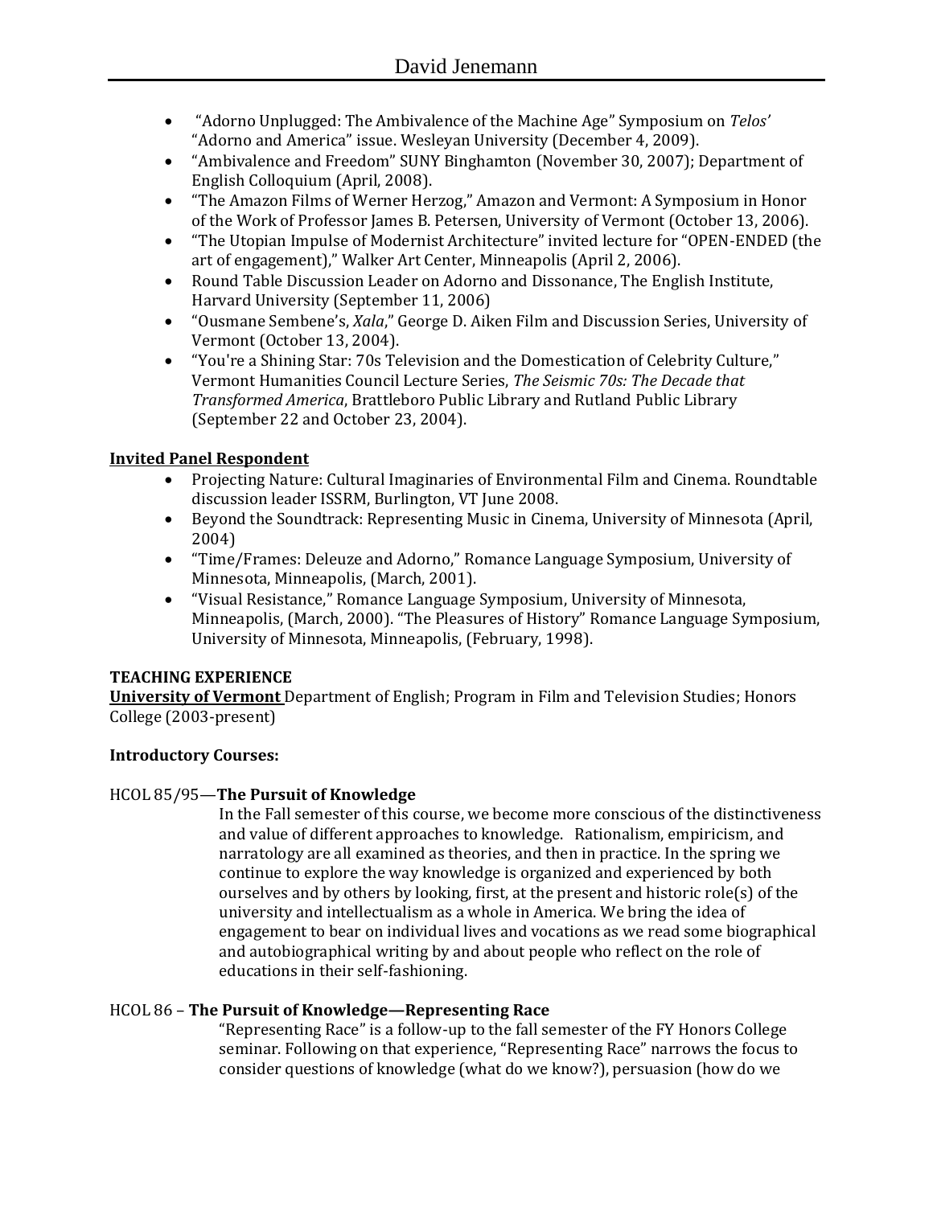- "Adorno Unplugged: The Ambivalence of the Machine Age" Symposium on *Telos'* "Adorno and America" issue. Wesleyan University (December 4, 2009).
- "Ambivalence and Freedom" SUNY Binghamton (November 30, 2007); Department of English Colloquium (April, 2008).
- "The Amazon Films of Werner Herzog," Amazon and Vermont: A Symposium in Honor of the Work of Professor James B. Petersen, University of Vermont (October 13, 2006).
- "The Utopian Impulse of Modernist Architecture" invited lecture for "OPEN-ENDED (the art of engagement)," Walker Art Center, Minneapolis (April 2, 2006).
- Round Table Discussion Leader on Adorno and Dissonance, The English Institute, Harvard University (September 11, 2006)
- "Ousmane Sembene's, *Xala*," George D. Aiken Film and Discussion Series, University of Vermont (October 13, 2004).
- "You're a Shining Star: 70s Television and the Domestication of Celebrity Culture," Vermont Humanities Council Lecture Series, *The Seismic 70s: The Decade that Transformed America*, Brattleboro Public Library and Rutland Public Library (September 22 and October 23, 2004).

**Invited Panel Respondent**

- Projecting Nature: Cultural Imaginaries of Environmental Film and Cinema. Roundtable discussion leader ISSRM, Burlington, VT June 2008.
- Beyond the Soundtrack: Representing Music in Cinema, University of Minnesota (April, 2004)
- "Time/Frames: Deleuze and Adorno," Romance Language Symposium, University of Minnesota, Minneapolis, (March, 2001).
- "Visual Resistance," Romance Language Symposium, University of Minnesota, Minneapolis, (March, 2000). "The Pleasures of History" Romance Language Symposium, University of Minnesota, Minneapolis, (February, 1998).

## TEACHING EXPERIENCE

**University of Vermont** Department of English; Program in Film and Television Studies; Honors College (2003-present)

**Introductory Courses:**

HCOL 85/95—**The Pursuit of Knowledge**

In the Fall semester of this course, we become more conscious of the distinctiveness and value of different approaches to knowledge. Rationalism, empiricism, and narratology are all examined as theories, and then in practice. In the spring we continue to explore the way knowledge is organized and experienced by both ourselves and by others by looking, first, at the present and historic role(s) of the university and intellectualism as a whole in America. We bring the idea of engagement to bear on individual lives and vocations as we read some biographical and autobiographical writing by and about people who reflect on the role of educations in their self-fashioning.

HCOL 86 – **The Pursuit of Knowledge—Representing Race**

"Representing Race" is a follow-up to the fall semester of the FY Honors College seminar. Following on that experience, "Representing Race" narrows the focus to consider questions of knowledge (what do we know?), persuasion (how do we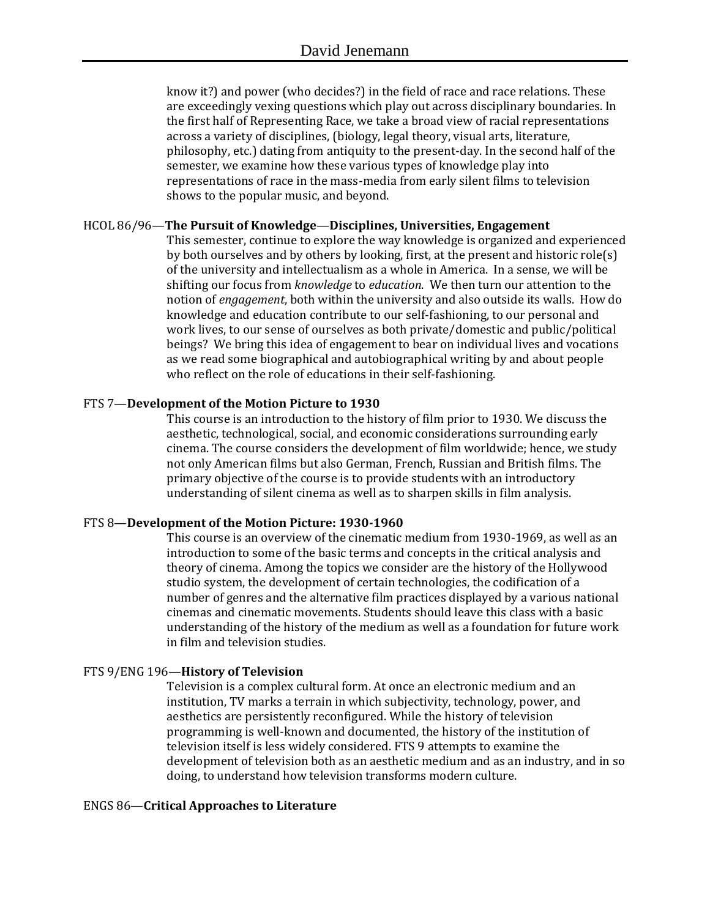know it?) and power (who decides?) in the field of race and race relations. These are exceedingly vexing questions which play out across disciplinary boundaries. In the first half of Representing Race, we take a broad view of racial representations across a variety of disciplines, (biology, legal theory, visual arts, literature, philosophy, etc.) dating from antiquity to the present-day. In the second half of the semester, we examine how these various types of knowledge play into representations of race in the mass-media from early silent films to television shows to the popular music, and beyond.

HCOL 86/96—**The Pursuit of Knowledge—Disciplines, Universities, Engagement**

This semester, continue to explore the way knowledge is organized and experienced by both ourselves and by others by looking, first, at the present and historic role(s) of the university and intellectualism as a whole in America. In a sense, we will be shifting our focus from *knowledge* to *education*. We then turn our attention to the notion of *engagement*, both within the university and also outside its walls. How do knowledge and education contribute to our self-fashioning, to our personal and work lives, to our sense of ourselves as both private/domestic and public/political beings? We bring this idea of engagement to bear on individual lives and vocations as we read some biographical and autobiographical writing by and about people who reflect on the role of educations in their self-fashioning.

FTS 7—**Development of the Motion Picture to 1930**

This course is an introduction to the history of film prior to 1930. We discuss the aesthetic, technological, social, and economic considerations surrounding early cinema. The course considers the development of film worldwide; hence, we study not only American films but also German, French, Russian and British films. The primary objective of the course is to provide students with an introductory understanding of silent cinema as well as to sharpen skills in film analysis.

FTS 8—**Development of the Motion Picture: 1930-1960**

This course is an overview of the cinematic medium from 1930-1969, as well as an introduction to some of the basic terms and concepts in the critical analysis and theory of cinema. Among the topics we consider are the history of the Hollywood studio system, the development of certain technologies, the codification of a number of genres and the alternative film practices displayed by a various national cinemas and cinematic movements. Students should leave this class with a basic understanding of the history of the medium as well as a foundation for future work in film and television studies.

FTS 9/ENG 196—**History of Television**

Television is a complex cultural form. At once an electronic medium and an institution, TV marks a terrain in which subjectivity, technology, power, and aesthetics are persistently reconfigured. While the history of television programming is well-known and documented, the history of the institution of television itself is less widely considered. FTS 9 attempts to examine the development of television both as an aesthetic medium and as an industry, and in so doing, to understand how television transforms modern culture.

ENGS 86—**Critical Approaches to Literature**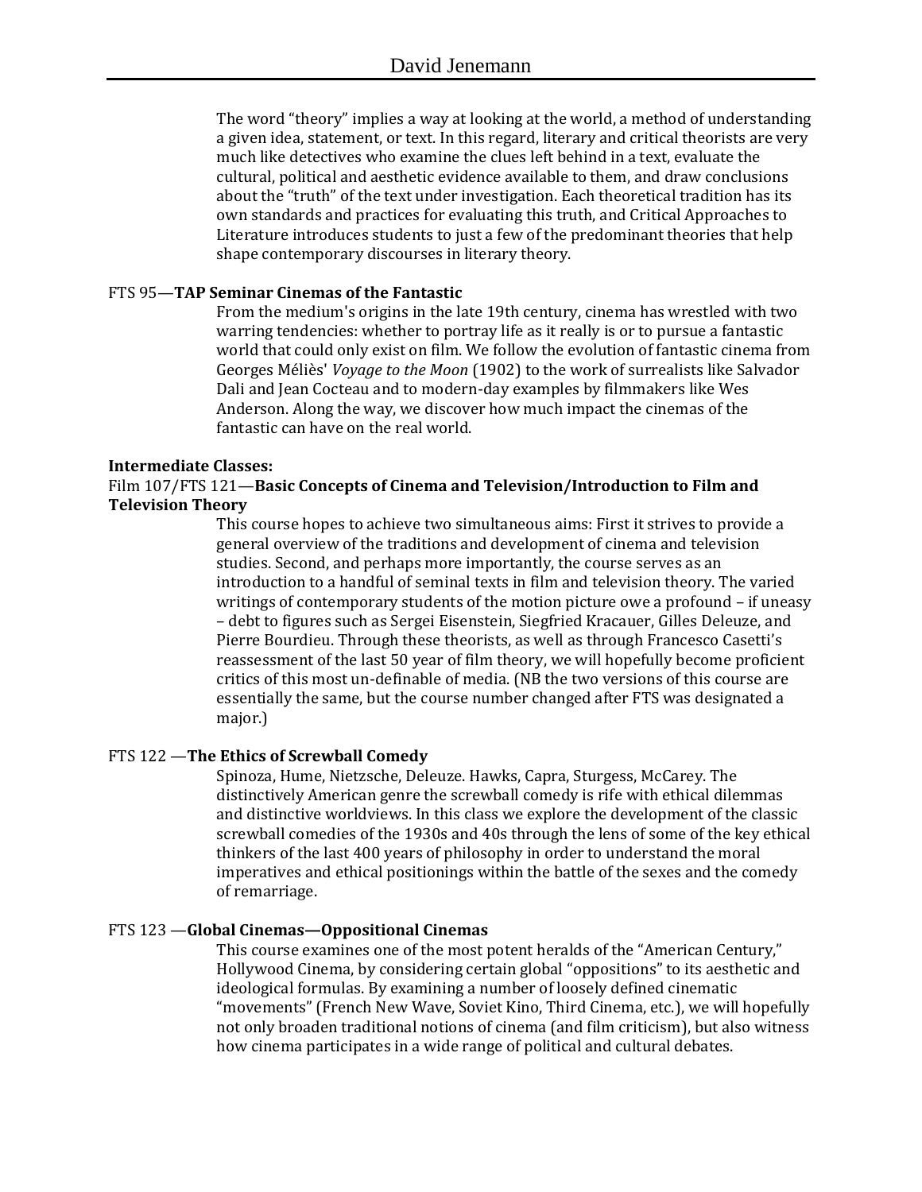The word "theory" implies a way at looking at the world, a method of understanding a given idea, statement, or text. In this regard, literary and critical theorists are very much like detectives who examine the clues left behind in a text, evaluate the cultural, political and aesthetic evidence available to them, and draw conclusions about the "truth" of the text under investigation. Each theoretical tradition has its own standards and practices for evaluating this truth, and Critical Approaches to Literature introduces students to just a few of the predominant theories that help shape contemporary discourses in literary theory.

FTS 95—**TAP Seminar Cinemas of the Fantastic**

From the medium's origins in the late 19th century, cinema has wrestled with two warring tendencies: whether to portray life as it really is or to pursue a fantastic world that could only exist on film. We follow the evolution of fantastic cinema from Georges Méliès' *Voyage to the Moon* (1902) to the work of surrealists like Salvador Dali and Jean Cocteau and to modern-day examples by filmmakers like Wes Anderson. Along the way, we discover how much impact the cinemas of the fantastic can have on the real world.

**Intermediate Classes:**

Film 107/FTS 121—**Basic Concepts of Cinema and Television/Introduction to Film and Television Theory**

This course hopes to achieve two simultaneous aims: First it strives to provide a general overview of the traditions and development of cinema and television studies. Second, and perhaps more importantly, the course serves as an introduction to a handful of seminal texts in film and television theory. The varied writings of contemporary students of the motion picture owe a profound – if uneasy – debt to figures such as Sergei Eisenstein, Siegfried Kracauer, Gilles Deleuze, and Pierre Bourdieu. Through these theorists, as well as through Francesco Casetti's reassessment of the last 50 year of film theory, we will hopefully become proficient critics of this most un-definable of media. (NB the two versions of this course are essentially the same, but the course number changed after FTS was designated a major.)

FTS 122 —**The Ethics of Screwball Comedy**

Spinoza, Hume, Nietzsche, Deleuze. Hawks, Capra, Sturgess, McCarey. The distinctively American genre the screwball comedy is rife with ethical dilemmas and distinctive worldviews. In this class we explore the development of the classic screwball comedies of the 1930s and 40s through the lens of some of the key ethical thinkers of the last 400 years of philosophy in order to understand the moral imperatives and ethical positionings within the battle of the sexes and the comedy of remarriage.

FTS 123 —**Global Cinemas—Oppositional Cinemas**

This course examines one of the most potent heralds of the "American Century," Hollywood Cinema, by considering certain global "oppositions" to its aesthetic and ideological formulas. By examining a number of loosely defined cinematic "movements" (French New Wave, Soviet Kino, Third Cinema, etc.), we will hopefully not only broaden traditional notions of cinema (and film criticism), but also witness how cinema participates in a wide range of political and cultural debates.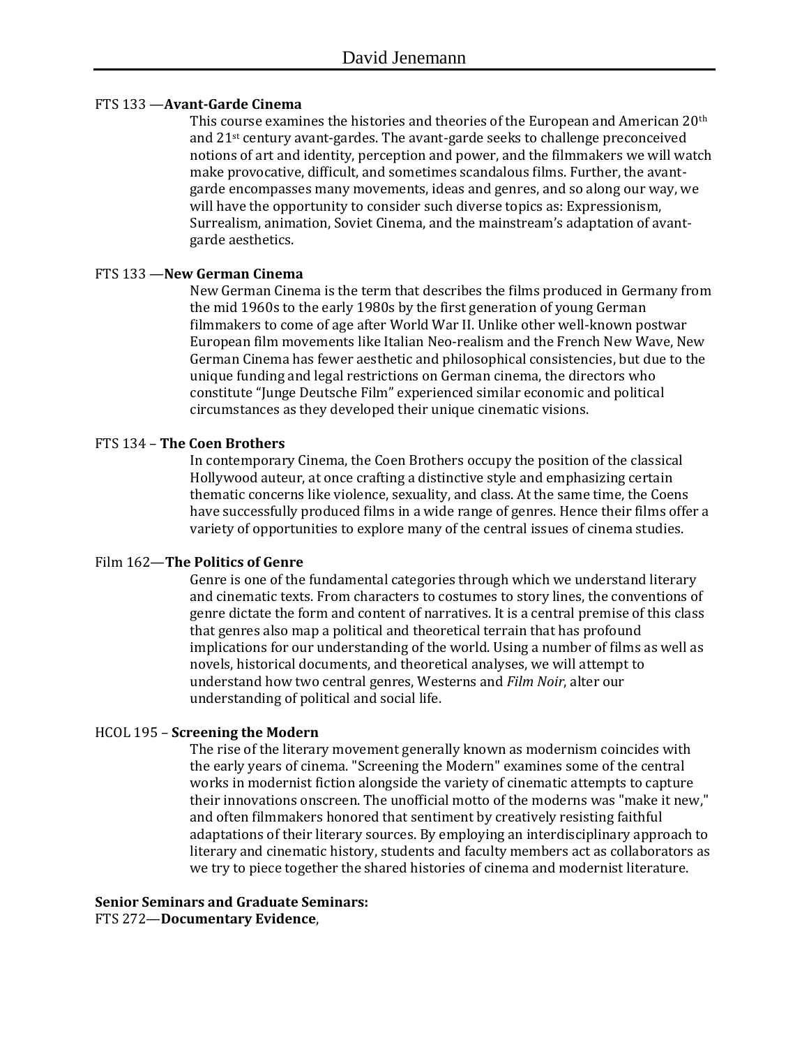FTS 133 —**Avant-Garde Cinema**

This course examines the histories and theories of the European and American 20th and 21st century avant-gardes. The avant-garde seeks to challenge preconceived notions of art and identity, perception and power, and the filmmakers we will watch make provocative, difficult, and sometimes scandalous films. Further, the avant-garde encompasses many movements, ideas and genres, and so along our way, we will have the opportunity to consider such diverse topics as: Expressionism, Surrealism, animation, Soviet Cinema, and the mainstream's adaptation of avant-garde aesthetics.

FTS 133 —**New German Cinema**

New German Cinema is the term that describes the films produced in Germany from the mid 1960s to the early 1980s by the first generation of young German filmmakers to come of age after World War II. Unlike other well-known postwar European film movements like Italian Neo-realism and the French New Wave, New German Cinema has fewer aesthetic and philosophical consistencies, but due to the unique funding and legal restrictions on German cinema, the directors who constitute "Junge Deutsche Film" experienced similar economic and political circumstances as they developed their unique cinematic visions.

FTS 134 – **The Coen Brothers**

In contemporary Cinema, the Coen Brothers occupy the position of the classical Hollywood auteur, at once crafting a distinctive style and emphasizing certain thematic concerns like violence, sexuality, and class. At the same time, the Coens have successfully produced films in a wide range of genres. Hence their films offer a variety of opportunities to explore many of the central issues of cinema studies.

Film 162—**The Politics of Genre**

Genre is one of the fundamental categories through which we understand literary and cinematic texts. From characters to costumes to story lines, the conventions of genre dictate the form and content of narratives. It is a central premise of this class that genres also map a political and theoretical terrain that has profound implications for our understanding of the world. Using a number of films as well as novels, historical documents, and theoretical analyses, we will attempt to understand how two central genres, Westerns and *Film Noir*, alter our understanding of political and social life.

HCOL 195 – **Screening the Modern**

The rise of the literary movement generally known as modernism coincides with the early years of cinema. "Screening the Modern" examines some of the central works in modernist fiction alongside the variety of cinematic attempts to capture their innovations onscreen. The unofficial motto of the moderns was "make it new," and often filmmakers honored that sentiment by creatively resisting faithful adaptations of their literary sources. By employing an interdisciplinary approach to literary and cinematic history, students and faculty members act as collaborators as we try to piece together the shared histories of cinema and modernist literature.

**Senior Seminars and Graduate Seminars:**

FTS 272—**Documentary Evidence**,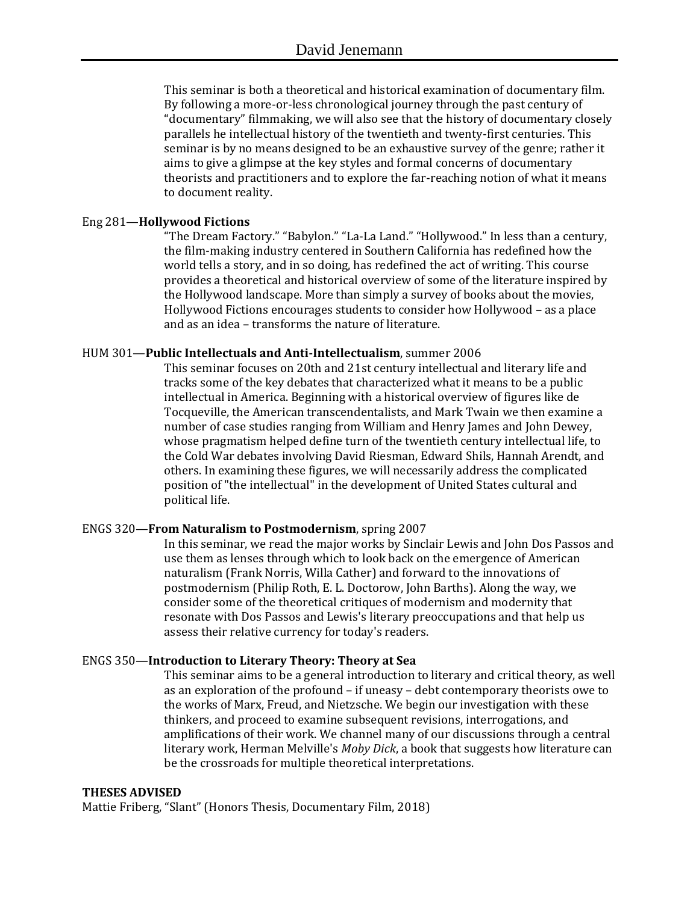This seminar is both a theoretical and historical examination of documentary film. By following a more-or-less chronological journey through the past century of "documentary" filmmaking, we will also see that the history of documentary closely parallels he intellectual history of the twentieth and twenty-first centuries. This seminar is by no means designed to be an exhaustive survey of the genre; rather it aims to give a glimpse at the key styles and formal concerns of documentary theorists and practitioners and to explore the far-reaching notion of what it means to document reality.

Eng 281—**Hollywood Fictions**

"The Dream Factory." "Babylon." "La-La Land." "Hollywood." In less than a century, the film-making industry centered in Southern California has redefined how the world tells a story, and in so doing, has redefined the act of writing. This course provides a theoretical and historical overview of some of the literature inspired by the Hollywood landscape. More than simply a survey of books about the movies, Hollywood Fictions encourages students to consider how Hollywood – as a place and as an idea – transforms the nature of literature.

HUM 301—**Public Intellectuals and Anti-Intellectualism**, summer 2006

This seminar focuses on 20th and 21st century intellectual and literary life and tracks some of the key debates that characterized what it means to be a public intellectual in America. Beginning with a historical overview of figures like de Tocqueville, the American transcendentalists, and Mark Twain we then examine a number of case studies ranging from William and Henry James and John Dewey, whose pragmatism helped define turn of the twentieth century intellectual life, to the Cold War debates involving David Riesman, Edward Shils, Hannah Arendt, and others. In examining these figures, we will necessarily address the complicated position of "the intellectual" in the development of United States cultural and political life.

ENGS 320—**From Naturalism to Postmodernism**, spring 2007

In this seminar, we read the major works by Sinclair Lewis and John Dos Passos and use them as lenses through which to look back on the emergence of American naturalism (Frank Norris, Willa Cather) and forward to the innovations of postmodernism (Philip Roth, E. L. Doctorow, John Barths). Along the way, we consider some of the theoretical critiques of modernism and modernity that resonate with Dos Passos and Lewis's literary preoccupations and that help us assess their relative currency for today's readers.

ENGS 350—**Introduction to Literary Theory: Theory at Sea**

This seminar aims to be a general introduction to literary and critical theory, as well as an exploration of the profound – if uneasy – debt contemporary theorists owe to the works of Marx, Freud, and Nietzsche. We begin our investigation with these thinkers, and proceed to examine subsequent revisions, interrogations, and amplifications of their work. We channel many of our discussions through a central literary work, Herman Melville's *Moby Dick*, a book that suggests how literature can be the crossroads for multiple theoretical interpretations.

**THESES ADVISED**

Mattie Friberg, "Slant" (Honors Thesis, Documentary Film, 2018)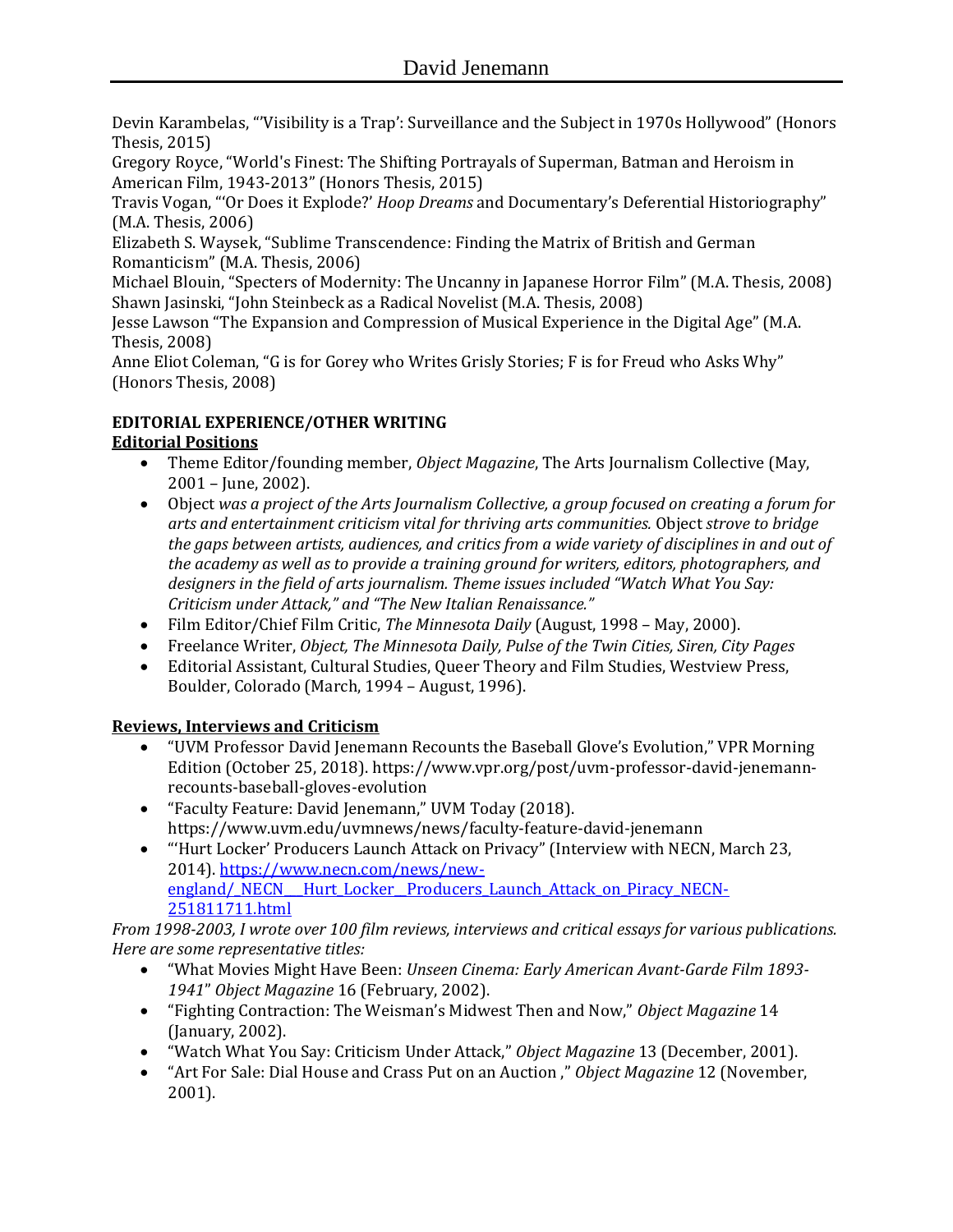Devin Karambelas, "'Visibility is a Trap': Surveillance and the Subject in 1970s Hollywood" (Honors Thesis, 2015)
Gregory Royce, "World's Finest: The Shifting Portrayals of Superman, Batman and Heroism in American Film, 1943-2013" (Honors Thesis, 2015)
Travis Vogan, "'Or Does it Explode?' *Hoop Dreams* and Documentary's Deferential Historiography" (M.A. Thesis, 2006)
Elizabeth S. Waysek, "Sublime Transcendence: Finding the Matrix of British and German Romanticism" (M.A. Thesis, 2006)
Michael Blouin, "Specters of Modernity: The Uncanny in Japanese Horror Film" (M.A. Thesis, 2008)
Shawn Jasinski, "John Steinbeck as a Radical Novelist (M.A. Thesis, 2008)
Jesse Lawson "The Expansion and Compression of Musical Experience in the Digital Age" (M.A. Thesis, 2008)
Anne Eliot Coleman, "G is for Gorey who Writes Grisly Stories; F is for Freud who Asks Why" (Honors Thesis, 2008)

**EDITORIAL EXPERIENCE/OTHER WRITING**

**Editorial Positions**

- Theme Editor/founding member, *Object Magazine*, The Arts Journalism Collective (May, 2001 – June, 2002).
- Object *was a project of the Arts Journalism Collective, a group focused on creating a forum for arts and entertainment criticism vital for thriving arts communities.* Object *strove to bridge the gaps between artists, audiences, and critics from a wide variety of disciplines in and out of the academy as well as to provide a training ground for writers, editors, photographers, and designers in the field of arts journalism. Theme issues included "Watch What You Say: Criticism under Attack," and "The New Italian Renaissance."*
- Film Editor/Chief Film Critic, *The Minnesota Daily* (August, 1998 – May, 2000).
- Freelance Writer, *Object, The Minnesota Daily, Pulse of the Twin Cities, Siren, City Pages*
- Editorial Assistant, Cultural Studies, Queer Theory and Film Studies, Westview Press, Boulder, Colorado (March, 1994 – August, 1996).

**Reviews, Interviews and Criticism**

- "UVM Professor David Jenemann Recounts the Baseball Glove's Evolution," VPR Morning Edition (October 25, 2018). https://www.vpr.org/post/uvm-professor-david-jenemann-recounts-baseball-gloves-evolution
- "Faculty Feature: David Jenemann," UVM Today (2018). https://www.uvm.edu/uvmnews/news/faculty-feature-david-jenemann
- "'Hurt Locker' Producers Launch Attack on Privacy" (Interview with NECN, March 23, 2014). https://www.necn.com/news/new-england/_NECN__Hurt_Locker__Producers_Launch_Attack_on_Piracy_NECN-251811711.html

*From 1998-2003, I wrote over 100 film reviews, interviews and critical essays for various publications. Here are some representative titles:*

- "What Movies Might Have Been: *Unseen Cinema: Early American Avant-Garde Film 1893-1941*" *Object Magazine* 16 (February, 2002).
- "Fighting Contraction: The Weisman's Midwest Then and Now," *Object Magazine* 14 (January, 2002).
- "Watch What You Say: Criticism Under Attack," *Object Magazine* 13 (December, 2001).
- "Art For Sale: Dial House and Crass Put on an Auction ," *Object Magazine* 12 (November, 2001).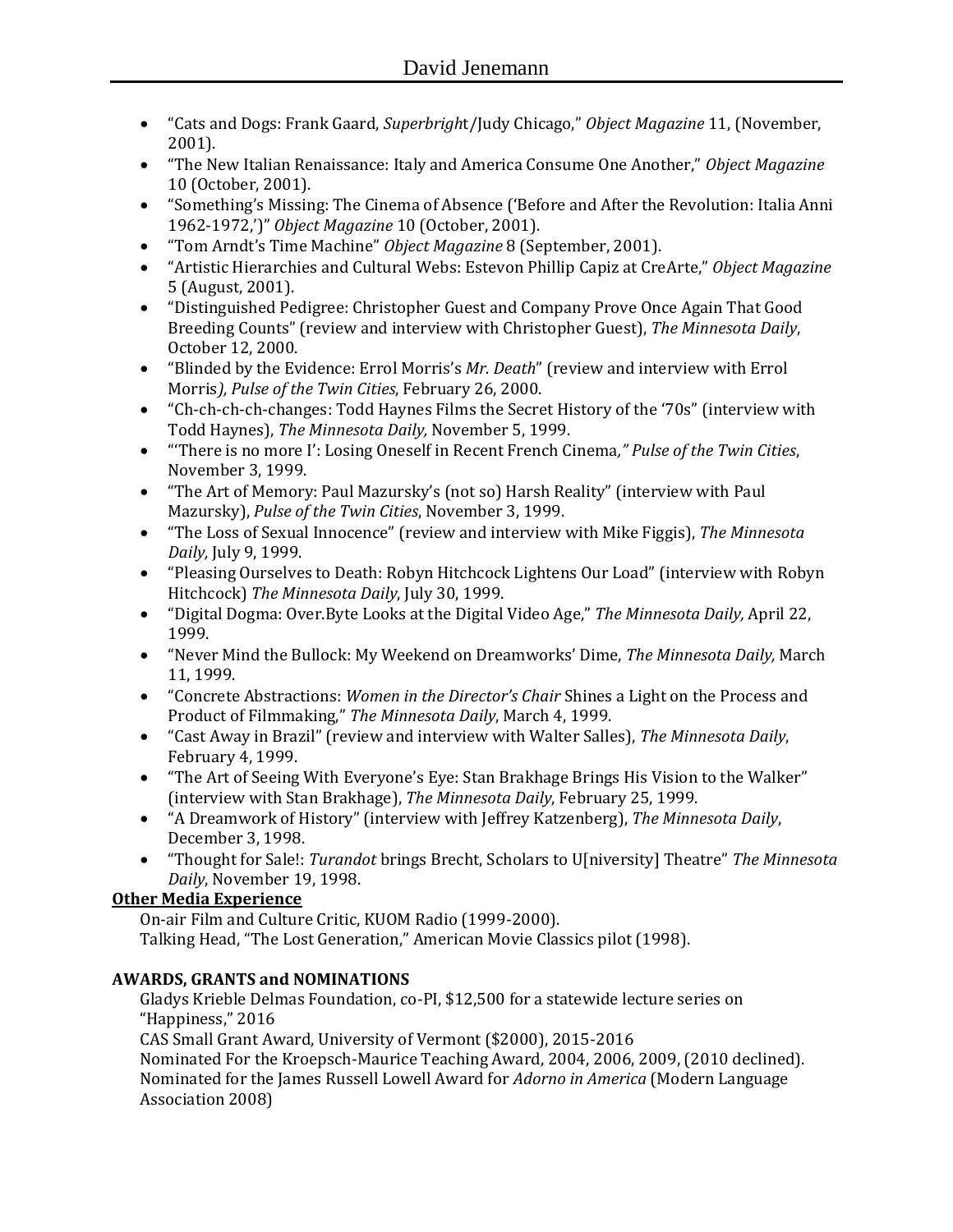- "Cats and Dogs: Frank Gaard, *Superbrigh*t/Judy Chicago," *Object Magazine* 11, (November, 2001).
- "The New Italian Renaissance: Italy and America Consume One Another," *Object Magazine* 10 (October, 2001).
- "Something's Missing: The Cinema of Absence ('Before and After the Revolution: Italia Anni 1962-1972,')" *Object Magazine* 10 (October, 2001).
- "Tom Arndt's Time Machine" *Object Magazine* 8 (September, 2001).
- "Artistic Hierarchies and Cultural Webs: Estevon Phillip Capiz at CreArte," *Object Magazine* 5 (August, 2001).
- "Distinguished Pedigree: Christopher Guest and Company Prove Once Again That Good Breeding Counts" (review and interview with Christopher Guest), *The Minnesota Daily*, October 12, 2000.
- "Blinded by the Evidence: Errol Morris's *Mr. Death*" (review and interview with Errol Morris*), Pulse of the Twin Cities*, February 26, 2000.
- "Ch-ch-ch-ch-changes: Todd Haynes Films the Secret History of the '70s" (interview with Todd Haynes), *The Minnesota Daily,* November 5, 1999.
- "'There is no more I': Losing Oneself in Recent French Cinema*," Pulse of the Twin Cities*, November 3, 1999.
- "The Art of Memory: Paul Mazursky's (not so) Harsh Reality" (interview with Paul Mazursky), *Pulse of the Twin Cities*, November 3, 1999.
- "The Loss of Sexual Innocence" (review and interview with Mike Figgis), *The Minnesota Daily,* July 9, 1999.
- "Pleasing Ourselves to Death: Robyn Hitchcock Lightens Our Load" (interview with Robyn Hitchcock) *The Minnesota Daily*, July 30, 1999.
- "Digital Dogma: Over.Byte Looks at the Digital Video Age," *The Minnesota Daily,* April 22, 1999.
- "Never Mind the Bullock: My Weekend on Dreamworks' Dime, *The Minnesota Daily,* March 11, 1999.
- "Concrete Abstractions: *Women in the Director's Chair* Shines a Light on the Process and Product of Filmmaking," *The Minnesota Daily*, March 4, 1999.
- "Cast Away in Brazil" (review and interview with Walter Salles), *The Minnesota Daily*, February 4, 1999.
- "The Art of Seeing With Everyone's Eye: Stan Brakhage Brings His Vision to the Walker" (interview with Stan Brakhage), *The Minnesota Daily,* February 25, 1999.
- "A Dreamwork of History" (interview with Jeffrey Katzenberg), *The Minnesota Daily*, December 3, 1998.
- "Thought for Sale!: *Turandot* brings Brecht, Scholars to U[niversity] Theatre" *The Minnesota Daily*, November 19, 1998.

**Other Media Experience**

On-air Film and Culture Critic, KUOM Radio (1999-2000).
Talking Head, "The Lost Generation," American Movie Classics pilot (1998).

**AWARDS, GRANTS and NOMINATIONS**

Gladys Krieble Delmas Foundation, co-PI, $12,500 for a statewide lecture series on "Happiness," 2016
CAS Small Grant Award, University of Vermont ($2000), 2015-2016
Nominated For the Kroepsch-Maurice Teaching Award, 2004, 2006, 2009, (2010 declined).
Nominated for the James Russell Lowell Award for *Adorno in America* (Modern Language Association 2008)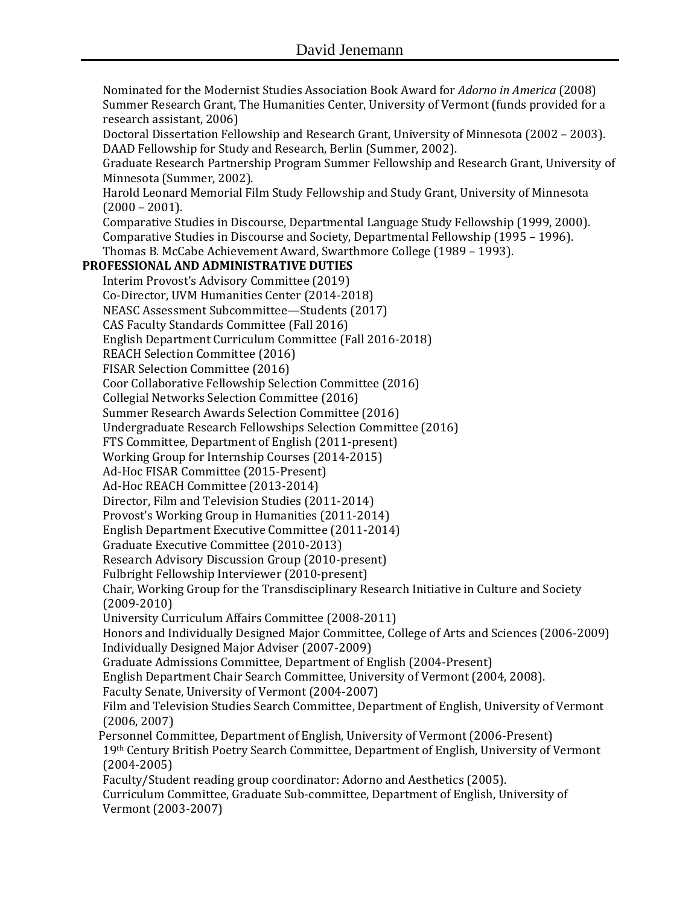Nominated for the Modernist Studies Association Book Award for *Adorno in America* (2008)
Summer Research Grant, The Humanities Center, University of Vermont (funds provided for a research assistant, 2006)
Doctoral Dissertation Fellowship and Research Grant, University of Minnesota (2002 – 2003).
DAAD Fellowship for Study and Research, Berlin (Summer, 2002).
Graduate Research Partnership Program Summer Fellowship and Research Grant, University of Minnesota (Summer, 2002).
Harold Leonard Memorial Film Study Fellowship and Study Grant, University of Minnesota (2000 – 2001).
Comparative Studies in Discourse, Departmental Language Study Fellowship (1999, 2000).
Comparative Studies in Discourse and Society, Departmental Fellowship (1995 – 1996).
Thomas B. McCabe Achievement Award, Swarthmore College (1989 – 1993).

**PROFESSIONAL AND ADMINISTRATIVE DUTIES**

Interim Provost's Advisory Committee (2019)
Co-Director, UVM Humanities Center (2014-2018)
NEASC Assessment Subcommittee—Students (2017)
CAS Faculty Standards Committee (Fall 2016)
English Department Curriculum Committee (Fall 2016-2018)
REACH Selection Committee (2016)
FISAR Selection Committee (2016)
Coor Collaborative Fellowship Selection Committee (2016)
Collegial Networks Selection Committee (2016)
Summer Research Awards Selection Committee (2016)
Undergraduate Research Fellowships Selection Committee (2016)
FTS Committee, Department of English (2011-present)
Working Group for Internship Courses (2014-2015)
Ad-Hoc FISAR Committee (2015-Present)
Ad-Hoc REACH Committee (2013-2014)
Director, Film and Television Studies (2011-2014)
Provost's Working Group in Humanities (2011-2014)
English Department Executive Committee (2011-2014)
Graduate Executive Committee (2010-2013)
Research Advisory Discussion Group (2010-present)
Fulbright Fellowship Interviewer (2010-present)
Chair, Working Group for the Transdisciplinary Research Initiative in Culture and Society (2009-2010)
University Curriculum Affairs Committee (2008-2011)
Honors and Individually Designed Major Committee, College of Arts and Sciences (2006-2009)
Individually Designed Major Adviser (2007-2009)
Graduate Admissions Committee, Department of English (2004-Present)
English Department Chair Search Committee, University of Vermont (2004, 2008).
Faculty Senate, University of Vermont (2004-2007)
Film and Television Studies Search Committee, Department of English, University of Vermont (2006, 2007)
Personnel Committee, Department of English, University of Vermont (2006-Present)
19th Century British Poetry Search Committee, Department of English, University of Vermont (2004-2005)
Faculty/Student reading group coordinator: Adorno and Aesthetics (2005).
Curriculum Committee, Graduate Sub-committee, Department of English, University of Vermont (2003-2007)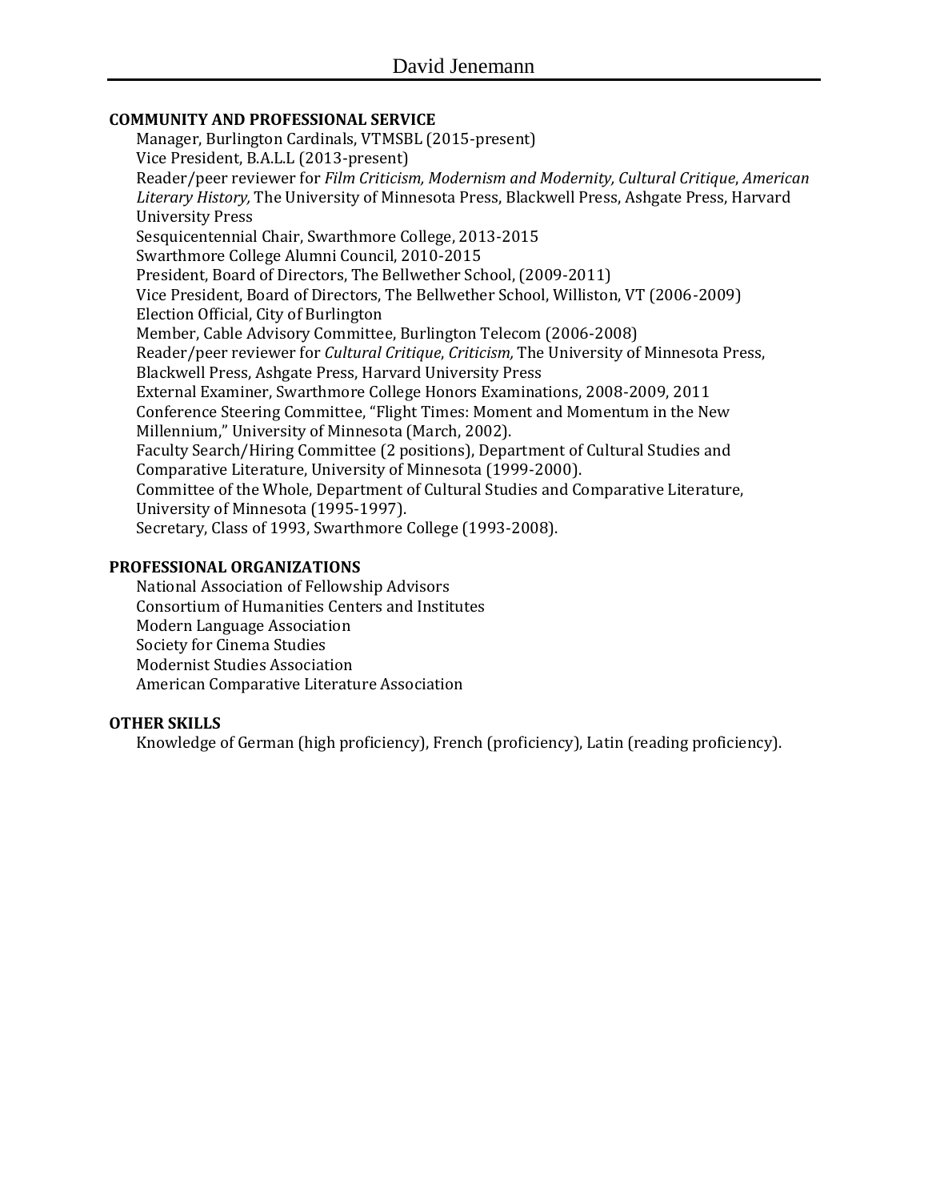## COMMUNITY AND PROFESSIONAL SERVICE

Manager, Burlington Cardinals, VTMSBL (2015-present)
Vice President, B.A.L.L (2013-present)
Reader/peer reviewer for *Film Criticism, Modernism and Modernity, Cultural Critique*, *American Literary History,* The University of Minnesota Press, Blackwell Press, Ashgate Press, Harvard University Press
Sesquicentennial Chair, Swarthmore College, 2013-2015
Swarthmore College Alumni Council, 2010-2015
President, Board of Directors, The Bellwether School, (2009-2011)
Vice President, Board of Directors, The Bellwether School, Williston, VT (2006-2009)
Election Official, City of Burlington
Member, Cable Advisory Committee, Burlington Telecom (2006-2008)
Reader/peer reviewer for *Cultural Critique*, *Criticism,* The University of Minnesota Press, Blackwell Press, Ashgate Press, Harvard University Press
External Examiner, Swarthmore College Honors Examinations, 2008-2009, 2011
Conference Steering Committee, "Flight Times: Moment and Momentum in the New Millennium," University of Minnesota (March, 2002).
Faculty Search/Hiring Committee (2 positions), Department of Cultural Studies and Comparative Literature, University of Minnesota (1999-2000).
Committee of the Whole, Department of Cultural Studies and Comparative Literature, University of Minnesota (1995-1997).
Secretary, Class of 1993, Swarthmore College (1993-2008).

## PROFESSIONAL ORGANIZATIONS

National Association of Fellowship Advisors
Consortium of Humanities Centers and Institutes
Modern Language Association
Society for Cinema Studies
Modernist Studies Association
American Comparative Literature Association

## OTHER SKILLS

Knowledge of German (high proficiency), French (proficiency), Latin (reading proficiency).